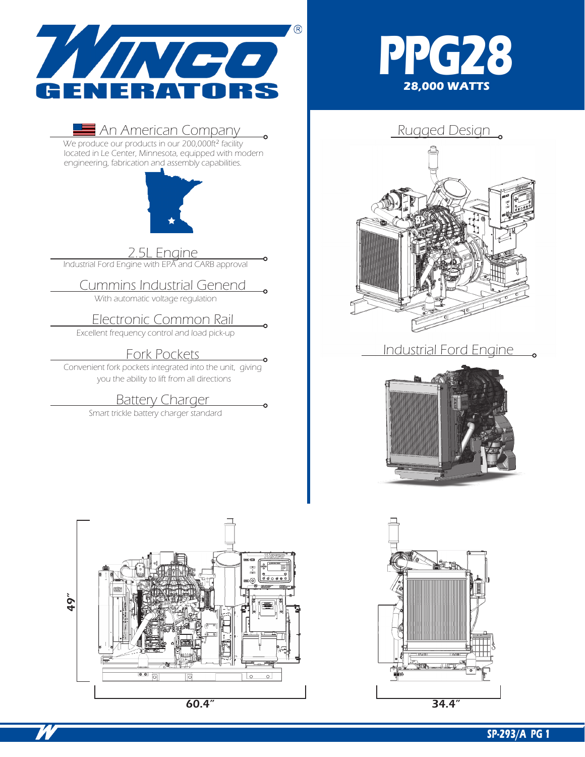# WINCO GENERATORS

# PPG28

**28,000 WATTS**

## An American Company

We produce our products in our 200,000ft² facility located in Le Center, Minnesota, equipped with modern engineering, fabrication and assembly capabilities.

## 2.5L Engine

Industrial Ford Engine with EPA and CARB approval

## Cummins Industrial Genend

With automatic voltage regulation

## Electronic Common Rail

Excellent frequency control and load pick-up

## Fork Pockets

Convenient fork pockets integrated into the unit, giving you the ability to lift from all directions

## Battery Charger

Smart trickle battery charger standard

## Rugged Design

## Industrial Ford Engine

49"

60.4"

34.4"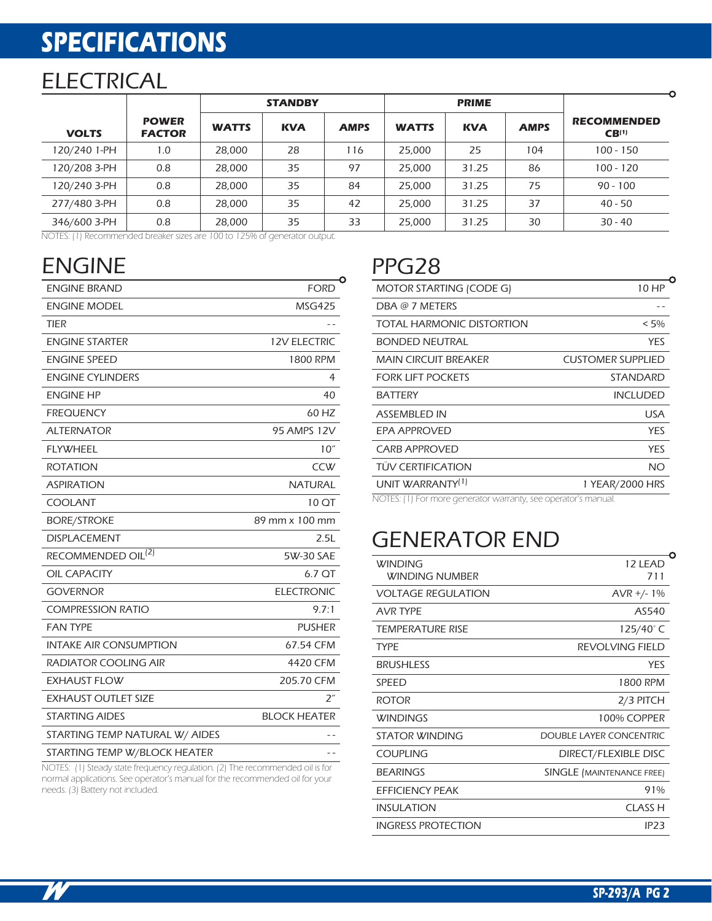# SPECIFICATIONS

## ELECTRICAL

| VOLTS | POWER FACTOR | STANDBY | | | PRIME | | | RECOMMENDED CB[1] |
|---|---|---|---|---|---|---|---|---|
| | | WATTS | KVA | AMPS | WATTS | KVA | AMPS | |
| 120/240 1-PH | 1.0 | 28,000 | 28 | 116 | 25,000 | 25 | 104 | 100 - 150 |
| 120/208 3-PH | 0.8 | 28,000 | 35 | 97 | 25,000 | 31.25 | 86 | 100 - 120 |
| 120/240 3-PH | 0.8 | 28,000 | 35 | 84 | 25,000 | 31.25 | 75 | 90 - 100 |
| 277/480 3-PH | 0.8 | 28,000 | 35 | 42 | 25,000 | 31.25 | 37 | 40 - 50 |
| 346/600 3-PH | 0.8 | 28,000 | 35 | 33 | 25,000 | 31.25 | 30 | 30 - 40 |

NOTES: (1) Recommended breaker sizes are 100 to 125% of generator output.

## ENGINE

| | |
|---|---|
| ENGINE BRAND | FORD |
| ENGINE MODEL | MSG425 |
| TIER | - - |
| ENGINE STARTER | 12V ELECTRIC |
| ENGINE SPEED | 1800 RPM |
| ENGINE CYLINDERS | 4 |
| ENGINE HP | 40 |
| FREQUENCY | 60 HZ |
| ALTERNATOR | 95 AMPS 12V |
| FLYWHEEL | 10" |
| ROTATION | CCW |
| ASPIRATION | NATURAL |
| COOLANT | 10 QT |
| BORE/STROKE | 89 mm x 100 mm |
| DISPLACEMENT | 2.5L |
| RECOMMENDED OIL[2] | 5W-30 SAE |
| OIL CAPACITY | 6.7 QT |
| GOVERNOR | ELECTRONIC |
| COMPRESSION RATIO | 9.7:1 |
| FAN TYPE | PUSHER |
| INTAKE AIR CONSUMPTION | 67.54 CFM |
| RADIATOR COOLING AIR | 4420 CFM |
| EXHAUST FLOW | 205.70 CFM |
| EXHAUST OUTLET SIZE | 2" |
| STARTING AIDES | BLOCK HEATER |
| STARTING TEMP NATURAL W/ AIDES | - - |
| STARTING TEMP W/BLOCK HEATER | - - |

NOTES: (1) Steady state frequency regulation. (2) The recommended oil is for normal applications. See operator's manual for the recommended oil for your needs. (3) Battery not included.

## PPG28

| | |
|---|---|
| MOTOR STARTING (CODE G) | 10 HP |
| DBA @ 7 METERS | - - |
| TOTAL HARMONIC DISTORTION | < 5% |
| BONDED NEUTRAL | YES |
| MAIN CIRCUIT BREAKER | CUSTOMER SUPPLIED |
| FORK LIFT POCKETS | STANDARD |
| BATTERY | INCLUDED |
| ASSEMBLED IN | USA |
| EPA APPROVED | YES |
| CARB APPROVED | YES |
| TÜV CERTIFICATION | NO |
| UNIT WARRANTY[1] | 1 YEAR/2000 HRS |

NOTES: (1) For more generator warranty, see operator's manual.

## GENERATOR END

| | |
|---|---|
| WINDING<br>WINDING NUMBER | 12 LEAD<br>711 |
| VOLTAGE REGULATION | AVR +/- 1% |
| AVR TYPE | AS540 |
| TEMPERATURE RISE | 125/40° C |
| TYPE | REVOLVING FIELD |
| BRUSHLESS | YES |
| SPEED | 1800 RPM |
| ROTOR | 2/3 PITCH |
| WINDINGS | 100% COPPER |
| STATOR WINDING | DOUBLE LAYER CONCENTRIC |
| COUPLING | DIRECT/FLEXIBLE DISC |
| BEARINGS | SINGLE (MAINTENANCE FREE) |
| EFFICIENCY PEAK | 91% |
| INSULATION | CLASS H |
| INGRESS PROTECTION | IP23 |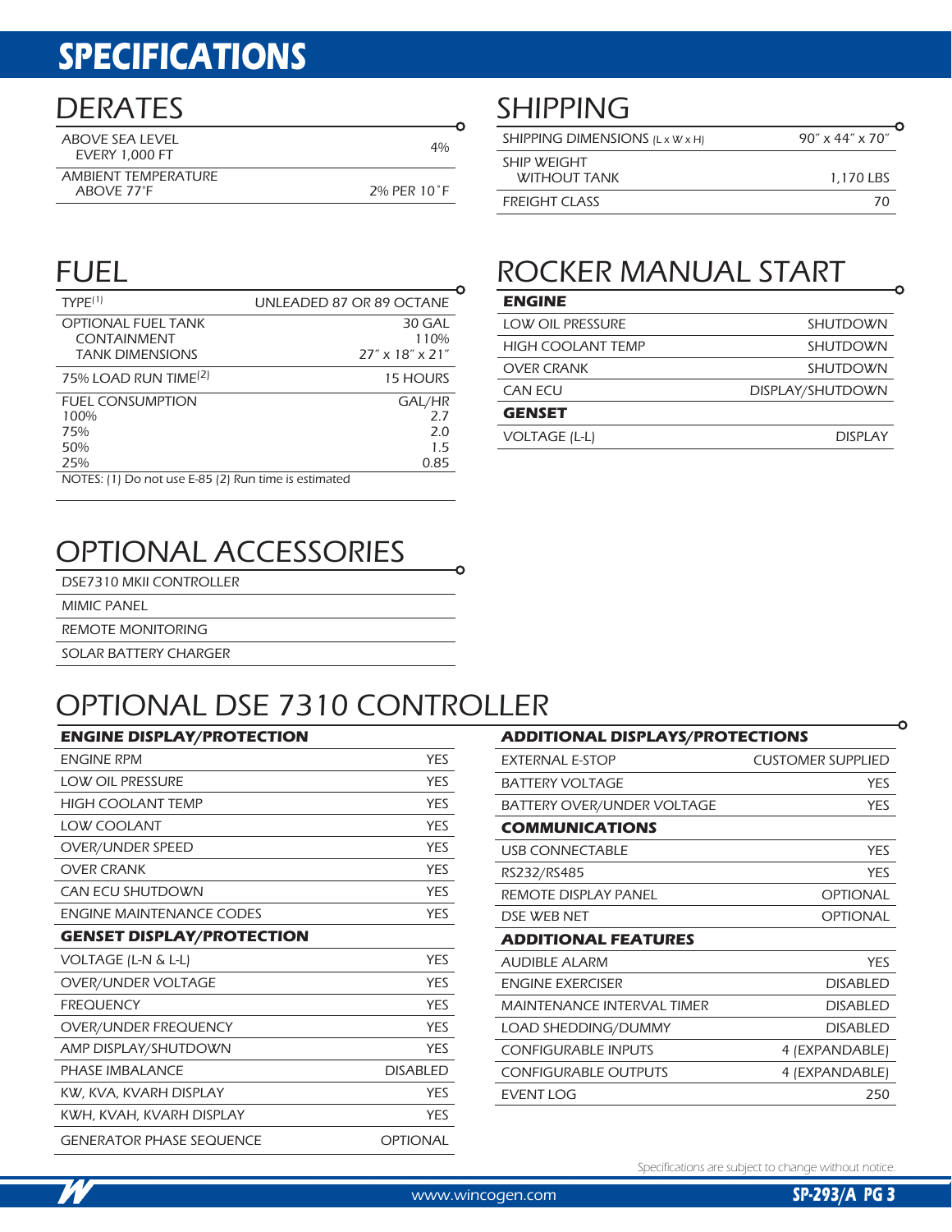# SPECIFICATIONS

## DERATES

| | |
|---|---|
| ABOVE SEA LEVEL EVERY 1,000 FT | 4% |
| AMBIENT TEMPERATURE ABOVE 77˚F | 2% PER 10˚F |

## SHIPPING

| | |
|---|---|
| SHIPPING DIMENSIONS (L x W x H) | 90″ x 44″ x 70″ |
| SHIP WEIGHT WITHOUT TANK | 1,170 LBS |
| FREIGHT CLASS | 70 |

## FUEL

| | |
|---|---|
| TYPE[1] | UNLEADED 87 OR 89 OCTANE |
| OPTIONAL FUEL TANK<br>CONTAINMENT<br>TANK DIMENSIONS | 30 GAL<br>110%<br>27″ x 18″ x 21″ |
| 75% LOAD RUN TIME[2] | 15 HOURS |
| FUEL CONSUMPTION | GAL/HR |
| 100% | 2.7 |
| 75% | 2.0 |
| 50% | 1.5 |
| 25% | 0.85 |

NOTES: (1) Do not use E-85 (2) Run time is estimated

## ROCKER MANUAL START

| | |
|---|---|
| **ENGINE** | |
| LOW OIL PRESSURE | SHUTDOWN |
| HIGH COOLANT TEMP | SHUTDOWN |
| OVER CRANK | SHUTDOWN |
| CAN ECU | DISPLAY/SHUTDOWN |
| **GENSET** | |
| VOLTAGE (L-L) | DISPLAY |

## OPTIONAL ACCESSORIES

- DSE7310 MKII CONTROLLER
- MIMIC PANEL
- REMOTE MONITORING
- SOLAR BATTERY CHARGER

## OPTIONAL DSE 7310 CONTROLLER

| | |
|---|---|
| **ENGINE DISPLAY/PROTECTION** | |
| ENGINE RPM | YES |
| LOW OIL PRESSURE | YES |
| HIGH COOLANT TEMP | YES |
| LOW COOLANT | YES |
| OVER/UNDER SPEED | YES |
| OVER CRANK | YES |
| CAN ECU SHUTDOWN | YES |
| ENGINE MAINTENANCE CODES | YES |
| **GENSET DISPLAY/PROTECTION** | |
| VOLTAGE (L-N & L-L) | YES |
| OVER/UNDER VOLTAGE | YES |
| FREQUENCY | YES |
| OVER/UNDER FREQUENCY | YES |
| AMP DISPLAY/SHUTDOWN | YES |
| PHASE IMBALANCE | DISABLED |
| KW, KVA, KVARH DISPLAY | YES |
| KWH, KVAH, KVARH DISPLAY | YES |
| GENERATOR PHASE SEQUENCE | OPTIONAL |

| | |
|---|---|
| **ADDITIONAL DISPLAYS/PROTECTIONS** | |
| EXTERNAL E-STOP | CUSTOMER SUPPLIED |
| BATTERY VOLTAGE | YES |
| BATTERY OVER/UNDER VOLTAGE | YES |
| **COMMUNICATIONS** | |
| USB CONNECTABLE | YES |
| RS232/RS485 | YES |
| REMOTE DISPLAY PANEL | OPTIONAL |
| DSE WEB NET | OPTIONAL |
| **ADDITIONAL FEATURES** | |
| AUDIBLE ALARM | YES |
| ENGINE EXERCISER | DISABLED |
| MAINTENANCE INTERVAL TIMER | DISABLED |
| LOAD SHEDDING/DUMMY | DISABLED |
| CONFIGURABLE INPUTS | 4 (EXPANDABLE) |
| CONFIGURABLE OUTPUTS | 4 (EXPANDABLE) |
| EVENT LOG | 250 |

Specifications are subject to change without notice.